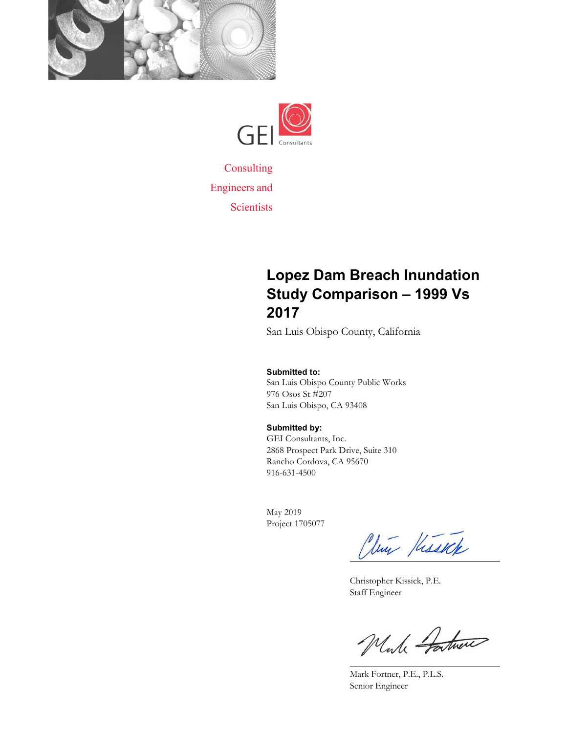GEI Consultants

Consulting
Engineers and
Scientists

# Lopez Dam Breach Inundation Study Comparison – 1999 Vs 2017

San Luis Obispo County, California

**Submitted to:**
San Luis Obispo County Public Works
976 Osos St #207
San Luis Obispo, CA 93408

**Submitted by:**
GEI Consultants, Inc.
2868 Prospect Park Drive, Suite 310
Rancho Cordova, CA 95670
916-631-4500

May 2019
Project 1705077

Christopher Kissick, P.E.
Staff Engineer

Mark Fortner, P.E., P.L.S.
Senior Engineer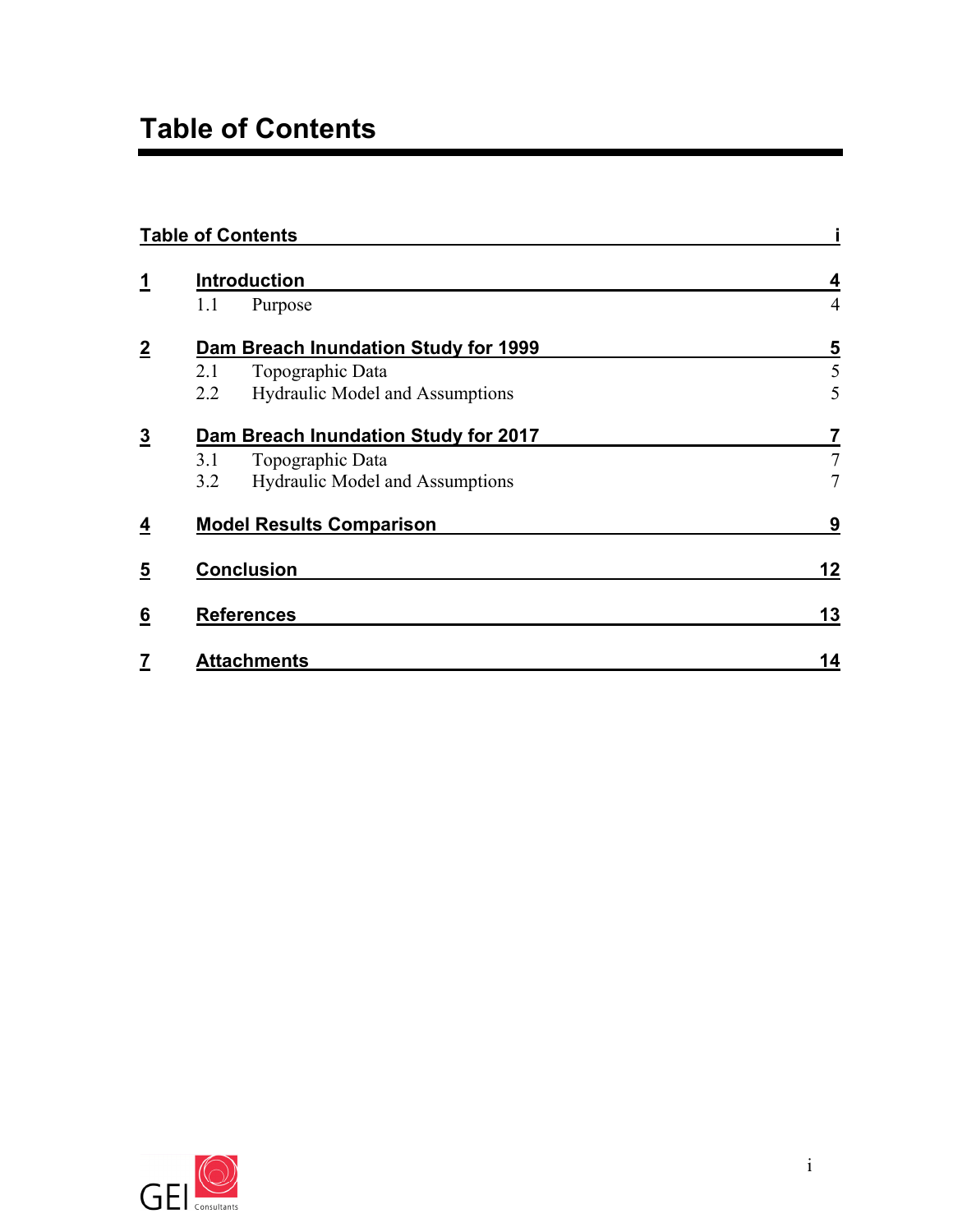# Table of Contents

| | | |
|---|---|---|
| **Table of Contents** | | **i** |
| **1** | **Introduction** | **4** |
| | 1.1 Purpose | 4 |
| **2** | **Dam Breach Inundation Study for 1999** | **5** |
| | 2.1 Topographic Data | 5 |
| | 2.2 Hydraulic Model and Assumptions | 5 |
| **3** | **Dam Breach Inundation Study for 2017** | **7** |
| | 3.1 Topographic Data | 7 |
| | 3.2 Hydraulic Model and Assumptions | 7 |
| **4** | **Model Results Comparison** | **9** |
| **5** | **Conclusion** | **12** |
| **6** | **References** | **13** |
| **7** | **Attachments** | **14** |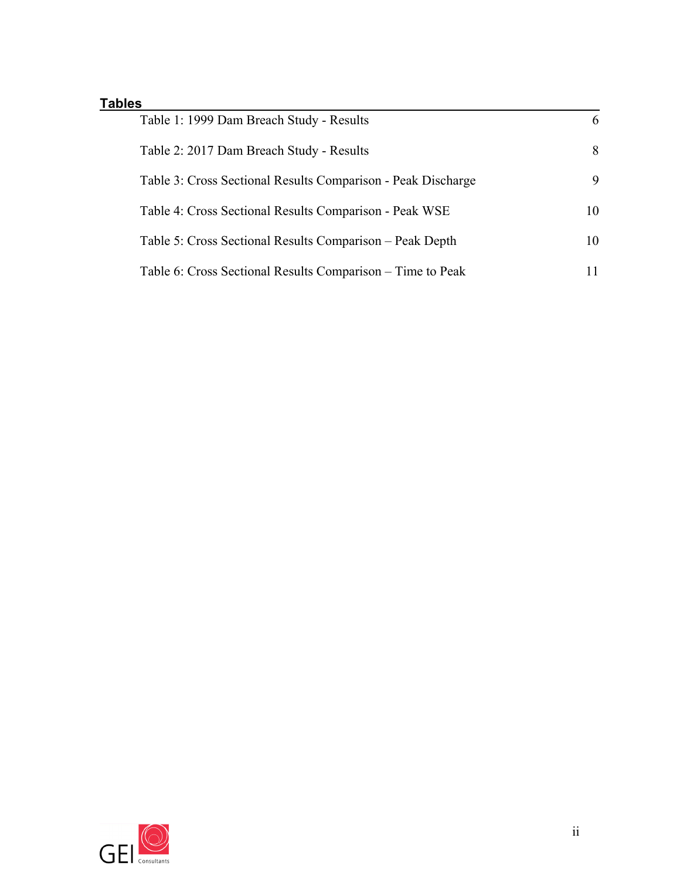## Tables

| | |
|---|---|
| Table 1: 1999 Dam Breach Study - Results | 6 |
| Table 2: 2017 Dam Breach Study - Results | 8 |
| Table 3: Cross Sectional Results Comparison - Peak Discharge | 9 |
| Table 4: Cross Sectional Results Comparison - Peak WSE | 10 |
| Table 5: Cross Sectional Results Comparison – Peak Depth | 10 |
| Table 6: Cross Sectional Results Comparison – Time to Peak | 11 |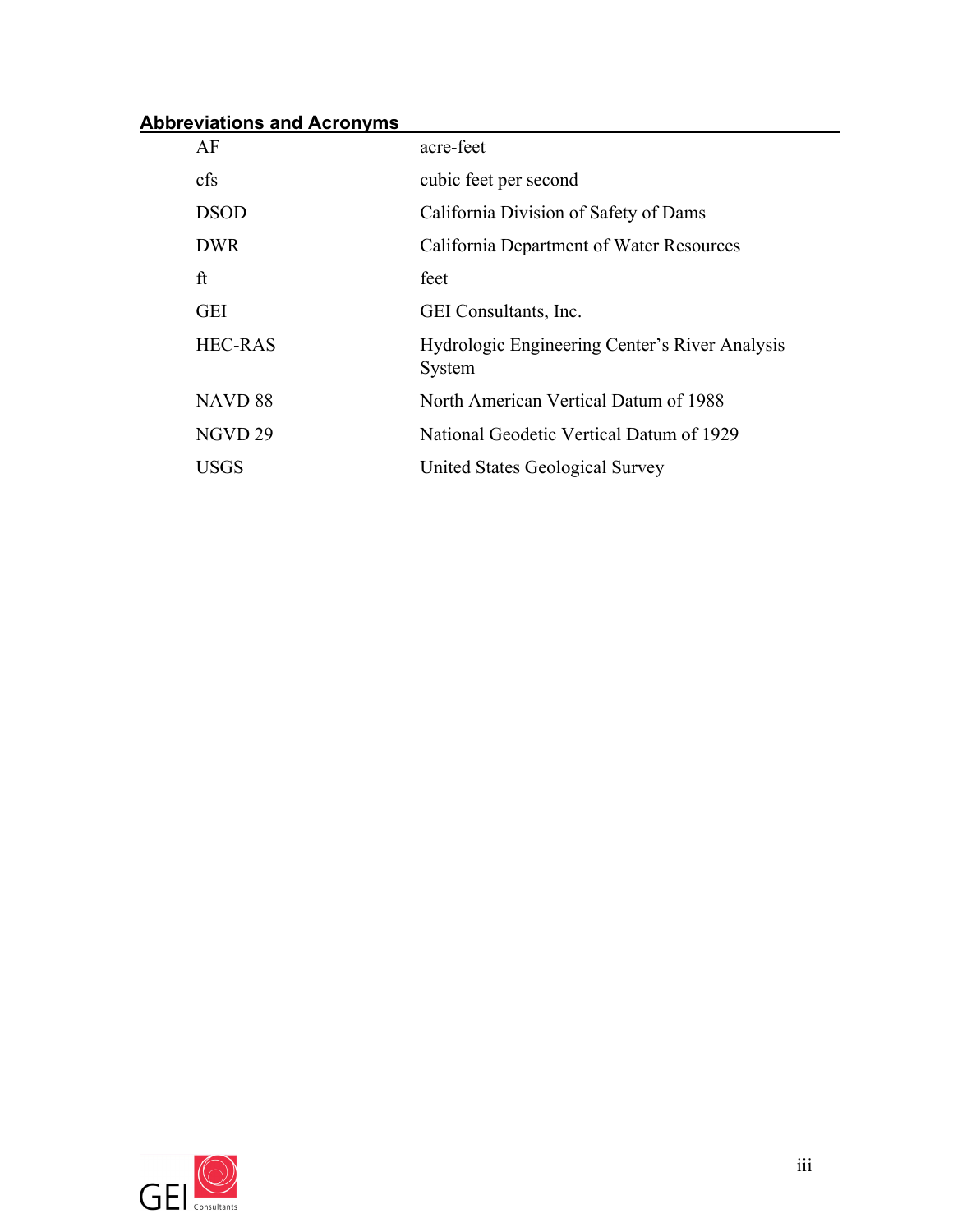## Abbreviations and Acronyms

| | |
|---|---|
| AF | acre-feet |
| cfs | cubic feet per second |
| DSOD | California Division of Safety of Dams |
| DWR | California Department of Water Resources |
| ft | feet |
| GEI | GEI Consultants, Inc. |
| HEC-RAS | Hydrologic Engineering Center's River Analysis System |
| NAVD 88 | North American Vertical Datum of 1988 |
| NGVD 29 | National Geodetic Vertical Datum of 1929 |
| USGS | United States Geological Survey |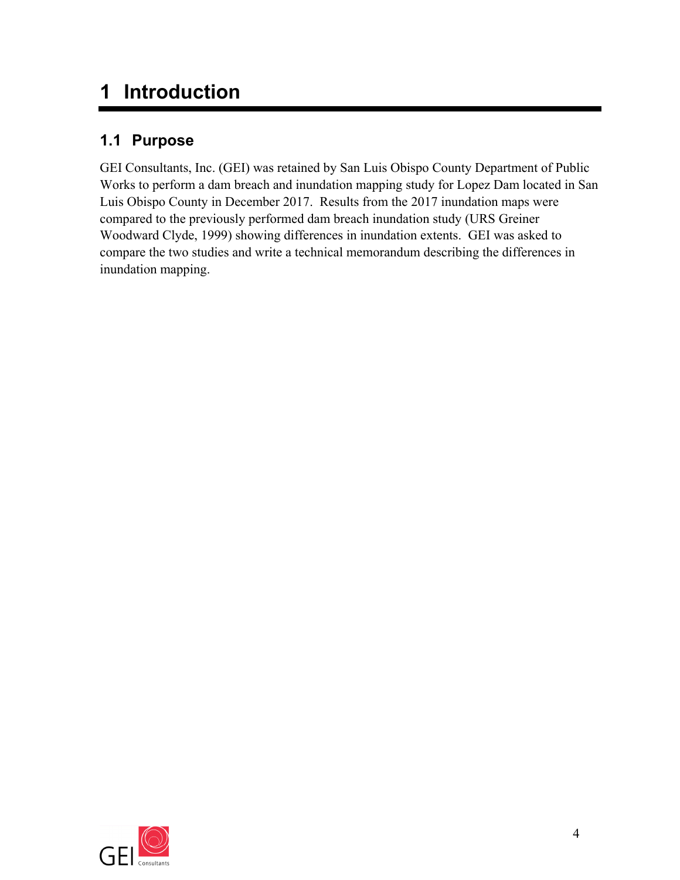# 1 Introduction

## 1.1 Purpose

GEI Consultants, Inc. (GEI) was retained by San Luis Obispo County Department of Public Works to perform a dam breach and inundation mapping study for Lopez Dam located in San Luis Obispo County in December 2017. Results from the 2017 inundation maps were compared to the previously performed dam breach inundation study (URS Greiner Woodward Clyde, 1999) showing differences in inundation extents. GEI was asked to compare the two studies and write a technical memorandum describing the differences in inundation mapping.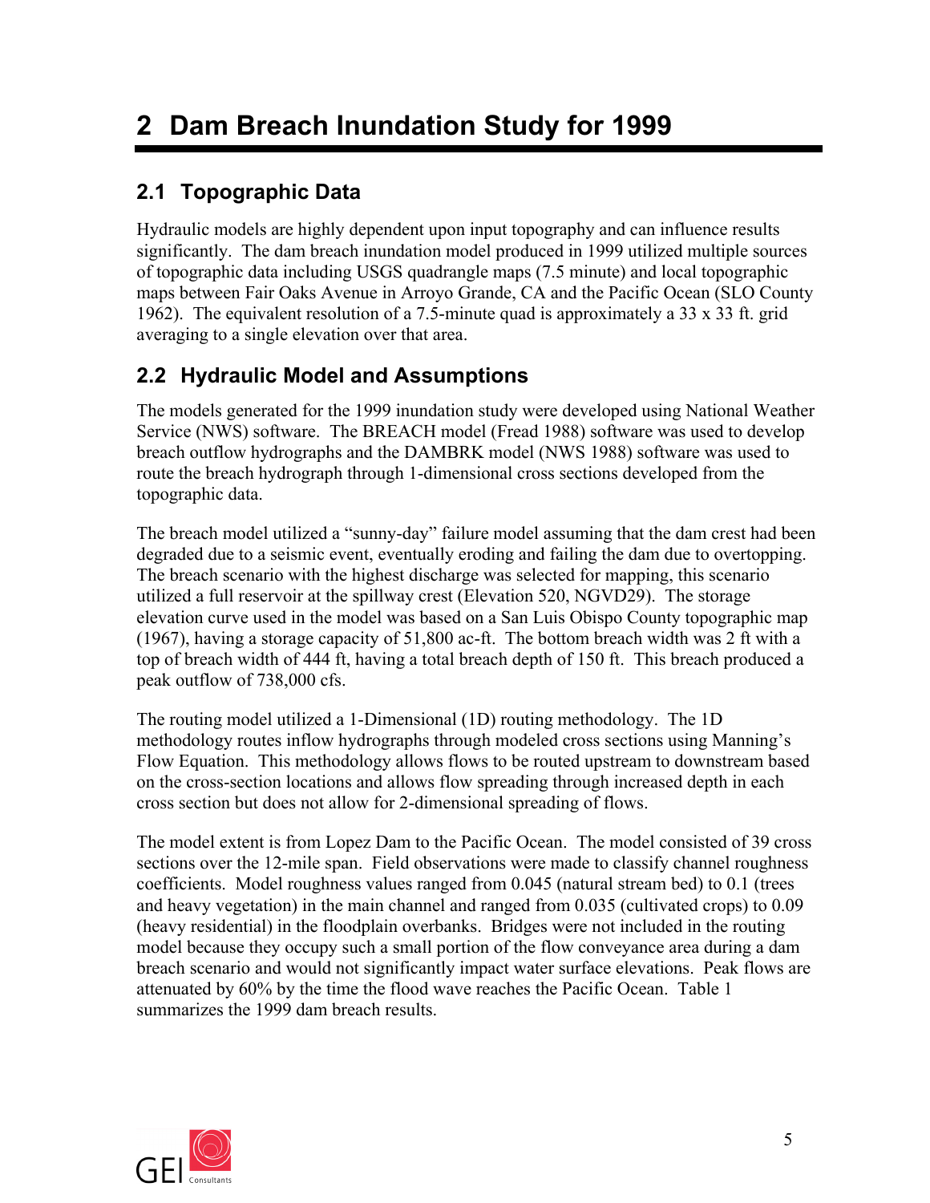# 2 Dam Breach Inundation Study for 1999

## 2.1 Topographic Data

Hydraulic models are highly dependent upon input topography and can influence results significantly. The dam breach inundation model produced in 1999 utilized multiple sources of topographic data including USGS quadrangle maps (7.5 minute) and local topographic maps between Fair Oaks Avenue in Arroyo Grande, CA and the Pacific Ocean (SLO County 1962). The equivalent resolution of a 7.5-minute quad is approximately a 33 x 33 ft. grid averaging to a single elevation over that area.

## 2.2 Hydraulic Model and Assumptions

The models generated for the 1999 inundation study were developed using National Weather Service (NWS) software. The BREACH model (Fread 1988) software was used to develop breach outflow hydrographs and the DAMBRK model (NWS 1988) software was used to route the breach hydrograph through 1-dimensional cross sections developed from the topographic data.

The breach model utilized a "sunny-day" failure model assuming that the dam crest had been degraded due to a seismic event, eventually eroding and failing the dam due to overtopping. The breach scenario with the highest discharge was selected for mapping, this scenario utilized a full reservoir at the spillway crest (Elevation 520, NGVD29). The storage elevation curve used in the model was based on a San Luis Obispo County topographic map (1967), having a storage capacity of 51,800 ac-ft. The bottom breach width was 2 ft with a top of breach width of 444 ft, having a total breach depth of 150 ft. This breach produced a peak outflow of 738,000 cfs.

The routing model utilized a 1-Dimensional (1D) routing methodology. The 1D methodology routes inflow hydrographs through modeled cross sections using Manning's Flow Equation. This methodology allows flows to be routed upstream to downstream based on the cross-section locations and allows flow spreading through increased depth in each cross section but does not allow for 2-dimensional spreading of flows.

The model extent is from Lopez Dam to the Pacific Ocean. The model consisted of 39 cross sections over the 12-mile span. Field observations were made to classify channel roughness coefficients. Model roughness values ranged from 0.045 (natural stream bed) to 0.1 (trees and heavy vegetation) in the main channel and ranged from 0.035 (cultivated crops) to 0.09 (heavy residential) in the floodplain overbanks. Bridges were not included in the routing model because they occupy such a small portion of the flow conveyance area during a dam breach scenario and would not significantly impact water surface elevations. Peak flows are attenuated by 60% by the time the flood wave reaches the Pacific Ocean. Table 1 summarizes the 1999 dam breach results.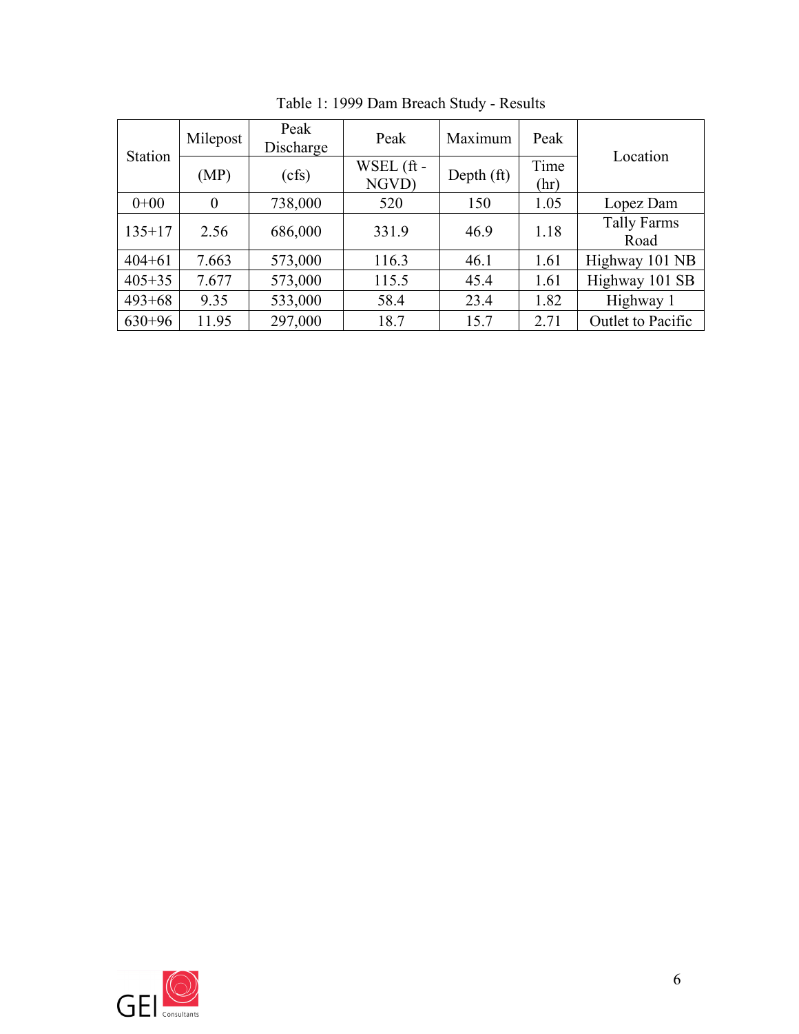Table 1: 1999 Dam Breach Study - Results

| Station | Milepost | Peak Discharge | Peak | Maximum | Peak | Location |
|---|---|---|---|---|---|---|
| | (MP) | (cfs) | WSEL (ft - NGVD) | Depth (ft) | Time (hr) | |
| 0+00 | 0 | 738,000 | 520 | 150 | 1.05 | Lopez Dam |
| 135+17 | 2.56 | 686,000 | 331.9 | 46.9 | 1.18 | Tally Farms Road |
| 404+61 | 7.663 | 573,000 | 116.3 | 46.1 | 1.61 | Highway 101 NB |
| 405+35 | 7.677 | 573,000 | 115.5 | 45.4 | 1.61 | Highway 101 SB |
| 493+68 | 9.35 | 533,000 | 58.4 | 23.4 | 1.82 | Highway 1 |
| 630+96 | 11.95 | 297,000 | 18.7 | 15.7 | 2.71 | Outlet to Pacific |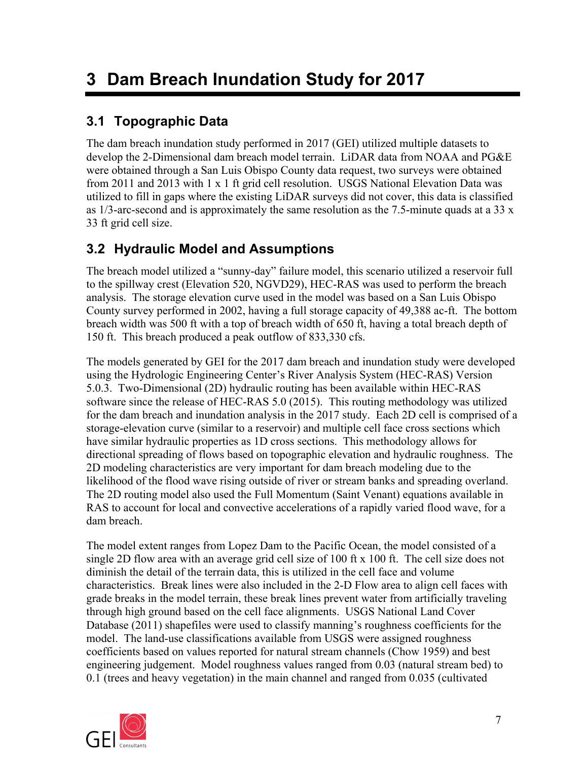# 3 Dam Breach Inundation Study for 2017

## 3.1 Topographic Data

The dam breach inundation study performed in 2017 (GEI) utilized multiple datasets to develop the 2-Dimensional dam breach model terrain. LiDAR data from NOAA and PG&E were obtained through a San Luis Obispo County data request, two surveys were obtained from 2011 and 2013 with 1 x 1 ft grid cell resolution. USGS National Elevation Data was utilized to fill in gaps where the existing LiDAR surveys did not cover, this data is classified as 1/3-arc-second and is approximately the same resolution as the 7.5-minute quads at a 33 x 33 ft grid cell size.

## 3.2 Hydraulic Model and Assumptions

The breach model utilized a "sunny-day" failure model, this scenario utilized a reservoir full to the spillway crest (Elevation 520, NGVD29), HEC-RAS was used to perform the breach analysis. The storage elevation curve used in the model was based on a San Luis Obispo County survey performed in 2002, having a full storage capacity of 49,388 ac-ft. The bottom breach width was 500 ft with a top of breach width of 650 ft, having a total breach depth of 150 ft. This breach produced a peak outflow of 833,330 cfs.

The models generated by GEI for the 2017 dam breach and inundation study were developed using the Hydrologic Engineering Center's River Analysis System (HEC-RAS) Version 5.0.3. Two-Dimensional (2D) hydraulic routing has been available within HEC-RAS software since the release of HEC-RAS 5.0 (2015). This routing methodology was utilized for the dam breach and inundation analysis in the 2017 study. Each 2D cell is comprised of a storage-elevation curve (similar to a reservoir) and multiple cell face cross sections which have similar hydraulic properties as 1D cross sections. This methodology allows for directional spreading of flows based on topographic elevation and hydraulic roughness. The 2D modeling characteristics are very important for dam breach modeling due to the likelihood of the flood wave rising outside of river or stream banks and spreading overland. The 2D routing model also used the Full Momentum (Saint Venant) equations available in RAS to account for local and convective accelerations of a rapidly varied flood wave, for a dam breach.

The model extent ranges from Lopez Dam to the Pacific Ocean, the model consisted of a single 2D flow area with an average grid cell size of 100 ft x 100 ft. The cell size does not diminish the detail of the terrain data, this is utilized in the cell face and volume characteristics. Break lines were also included in the 2-D Flow area to align cell faces with grade breaks in the model terrain, these break lines prevent water from artificially traveling through high ground based on the cell face alignments. USGS National Land Cover Database (2011) shapefiles were used to classify manning's roughness coefficients for the model. The land-use classifications available from USGS were assigned roughness coefficients based on values reported for natural stream channels (Chow 1959) and best engineering judgement. Model roughness values ranged from 0.03 (natural stream bed) to 0.1 (trees and heavy vegetation) in the main channel and ranged from 0.035 (cultivated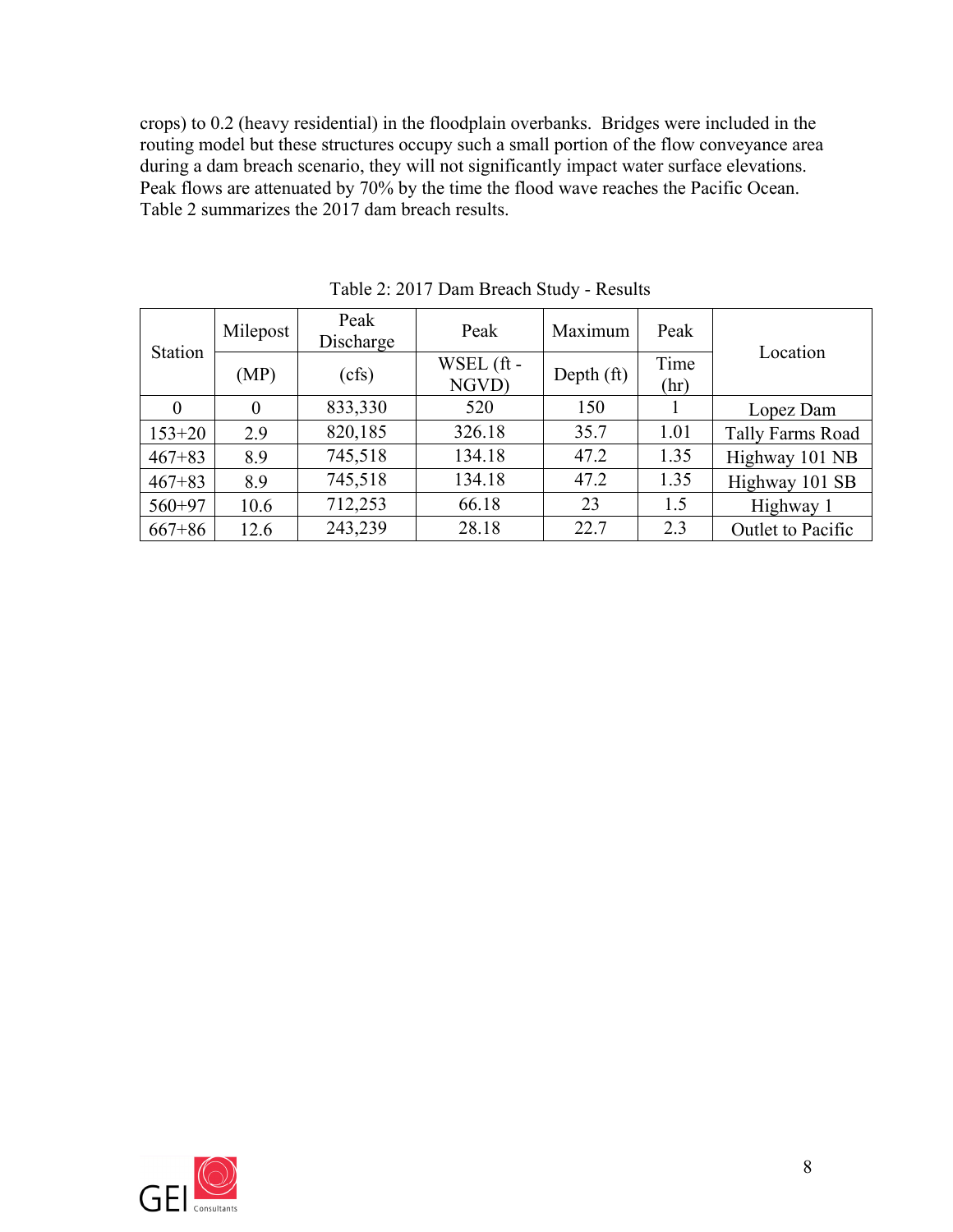crops) to 0.2 (heavy residential) in the floodplain overbanks. Bridges were included in the routing model but these structures occupy such a small portion of the flow conveyance area during a dam breach scenario, they will not significantly impact water surface elevations. Peak flows are attenuated by 70% by the time the flood wave reaches the Pacific Ocean. Table 2 summarizes the 2017 dam breach results.

Table 2: 2017 Dam Breach Study - Results

| Station | Milepost | Peak Discharge | Peak | Maximum | Peak | Location |
|---|---|---|---|---|---|---|
| | (MP) | (cfs) | WSEL (ft - NGVD) | Depth (ft) | Time (hr) | |
| 0 | 0 | 833,330 | 520 | 150 | 1 | Lopez Dam |
| 153+20 | 2.9 | 820,185 | 326.18 | 35.7 | 1.01 | Tally Farms Road |
| 467+83 | 8.9 | 745,518 | 134.18 | 47.2 | 1.35 | Highway 101 NB |
| 467+83 | 8.9 | 745,518 | 134.18 | 47.2 | 1.35 | Highway 101 SB |
| 560+97 | 10.6 | 712,253 | 66.18 | 23 | 1.5 | Highway 1 |
| 667+86 | 12.6 | 243,239 | 28.18 | 22.7 | 2.3 | Outlet to Pacific |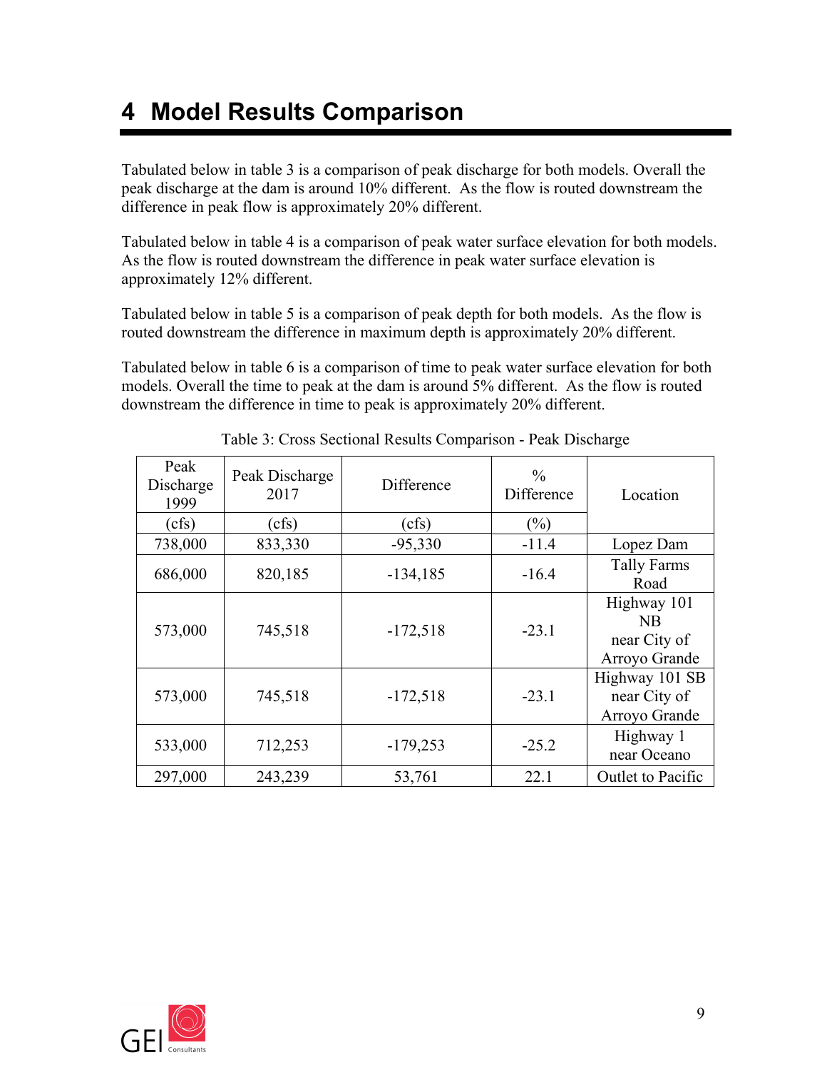# 4 Model Results Comparison

Tabulated below in table 3 is a comparison of peak discharge for both models. Overall the peak discharge at the dam is around 10% different. As the flow is routed downstream the difference in peak flow is approximately 20% different.

Tabulated below in table 4 is a comparison of peak water surface elevation for both models. As the flow is routed downstream the difference in peak water surface elevation is approximately 12% different.

Tabulated below in table 5 is a comparison of peak depth for both models. As the flow is routed downstream the difference in maximum depth is approximately 20% different.

Tabulated below in table 6 is a comparison of time to peak water surface elevation for both models. Overall the time to peak at the dam is around 5% different. As the flow is routed downstream the difference in time to peak is approximately 20% different.

Table 3: Cross Sectional Results Comparison - Peak Discharge

| Peak Discharge 1999 | Peak Discharge 2017 | Difference | % Difference | Location |
|---|---|---|---|---|
| (cfs) | (cfs) | (cfs) | (%) | |
| 738,000 | 833,330 | -95,330 | -11.4 | Lopez Dam |
| 686,000 | 820,185 | -134,185 | -16.4 | Tally Farms Road |
| 573,000 | 745,518 | -172,518 | -23.1 | Highway 101 NB near City of Arroyo Grande |
| 573,000 | 745,518 | -172,518 | -23.1 | Highway 101 SB near City of Arroyo Grande |
| 533,000 | 712,253 | -179,253 | -25.2 | Highway 1 near Oceano |
| 297,000 | 243,239 | 53,761 | 22.1 | Outlet to Pacific |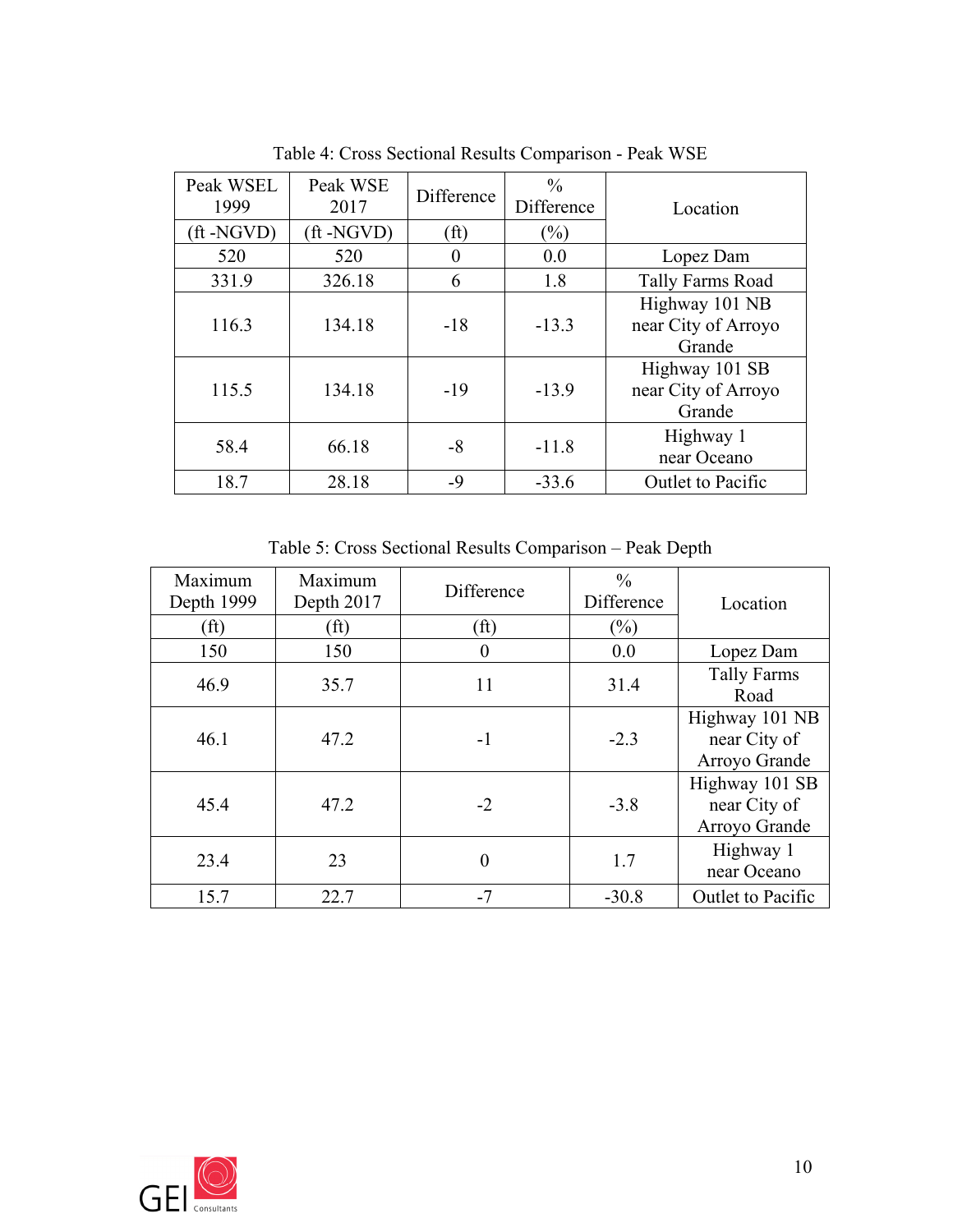Table 4: Cross Sectional Results Comparison - Peak WSE

| Peak WSEL 1999 | Peak WSE 2017 | Difference | % Difference | Location |
|---|---|---|---|---|
| (ft -NGVD) | (ft -NGVD) | (ft) | (%) | |
| 520 | 520 | 0 | 0.0 | Lopez Dam |
| 331.9 | 326.18 | 6 | 1.8 | Tally Farms Road |
| 116.3 | 134.18 | -18 | -13.3 | Highway 101 NB near City of Arroyo Grande |
| 115.5 | 134.18 | -19 | -13.9 | Highway 101 SB near City of Arroyo Grande |
| 58.4 | 66.18 | -8 | -11.8 | Highway 1 near Oceano |
| 18.7 | 28.18 | -9 | -33.6 | Outlet to Pacific |

Table 5: Cross Sectional Results Comparison – Peak Depth

| Maximum Depth 1999 | Maximum Depth 2017 | Difference | % Difference | Location |
|---|---|---|---|---|
| (ft) | (ft) | (ft) | (%) | |
| 150 | 150 | 0 | 0.0 | Lopez Dam |
| 46.9 | 35.7 | 11 | 31.4 | Tally Farms Road |
| 46.1 | 47.2 | -1 | -2.3 | Highway 101 NB near City of Arroyo Grande |
| 45.4 | 47.2 | -2 | -3.8 | Highway 101 SB near City of Arroyo Grande |
| 23.4 | 23 | 0 | 1.7 | Highway 1 near Oceano |
| 15.7 | 22.7 | -7 | -30.8 | Outlet to Pacific |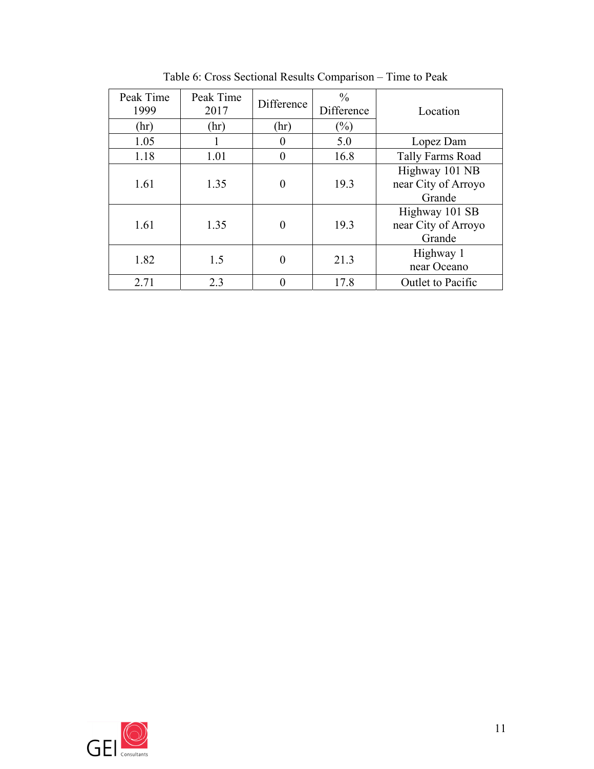Table 6: Cross Sectional Results Comparison – Time to Peak

| Peak Time 1999 | Peak Time 2017 | Difference | % Difference | Location |
|---|---|---|---|---|
| (hr) | (hr) | (hr) | (%) | |
| 1.05 | 1 | 0 | 5.0 | Lopez Dam |
| 1.18 | 1.01 | 0 | 16.8 | Tally Farms Road |
| 1.61 | 1.35 | 0 | 19.3 | Highway 101 NB near City of Arroyo Grande |
| 1.61 | 1.35 | 0 | 19.3 | Highway 101 SB near City of Arroyo Grande |
| 1.82 | 1.5 | 0 | 21.3 | Highway 1 near Oceano |
| 2.71 | 2.3 | 0 | 17.8 | Outlet to Pacific |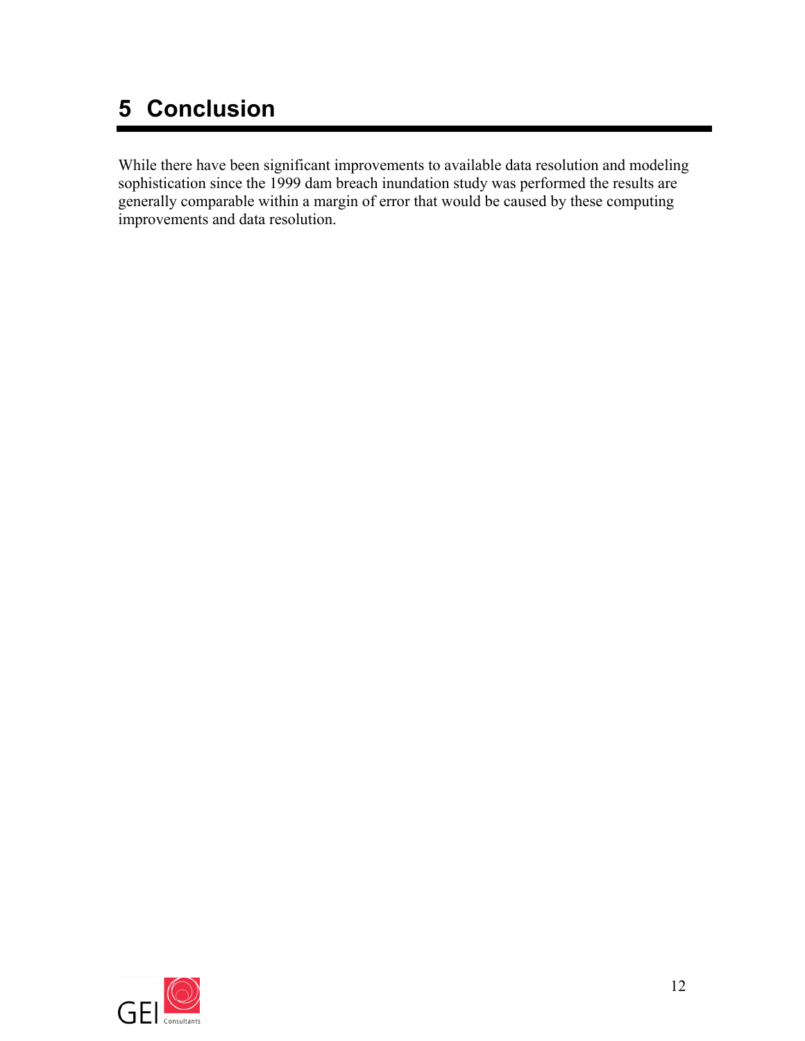# 5 Conclusion

While there have been significant improvements to available data resolution and modeling sophistication since the 1999 dam breach inundation study was performed the results are generally comparable within a margin of error that would be caused by these computing improvements and data resolution.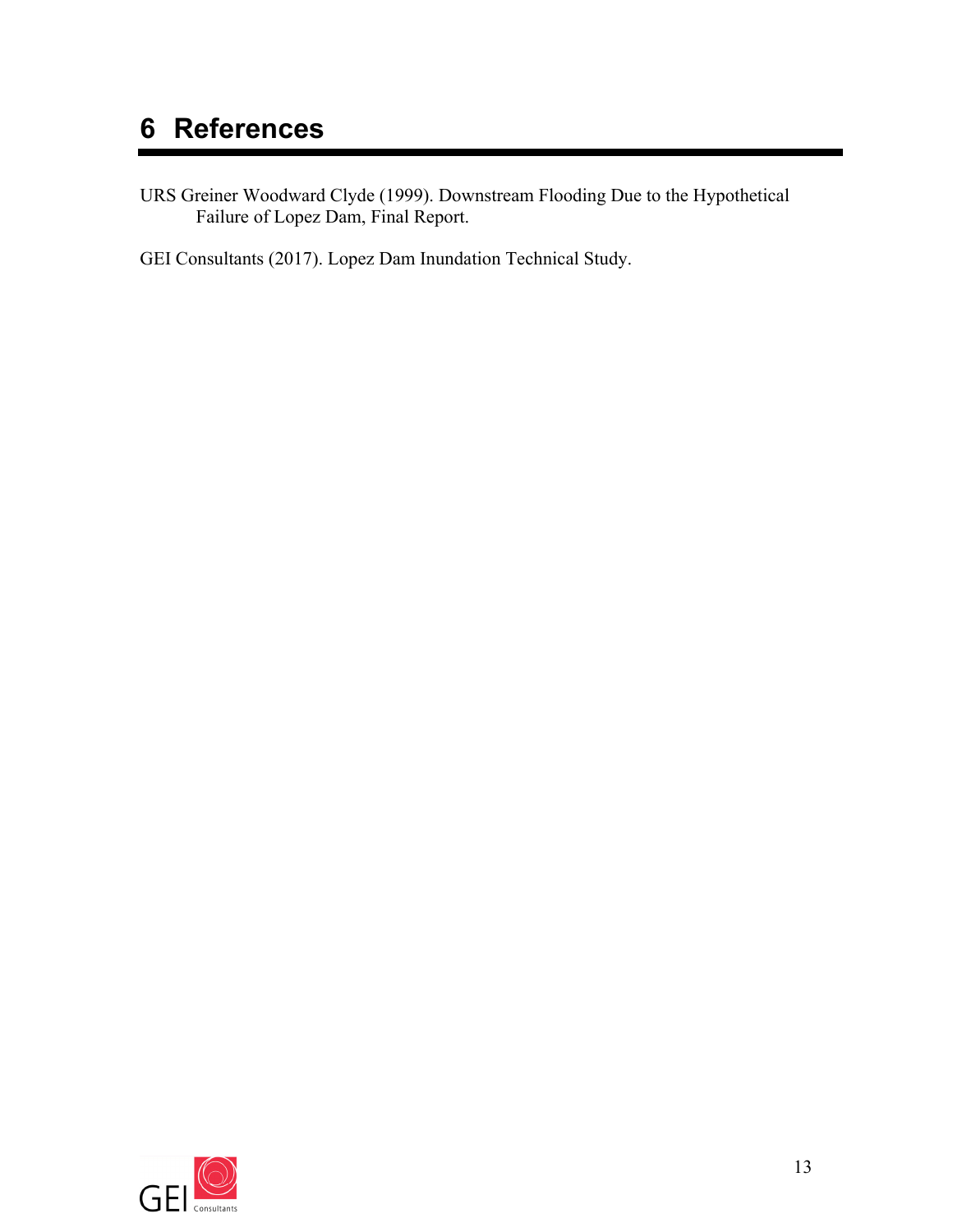# 6 References

URS Greiner Woodward Clyde (1999). Downstream Flooding Due to the Hypothetical Failure of Lopez Dam, Final Report.

GEI Consultants (2017). Lopez Dam Inundation Technical Study.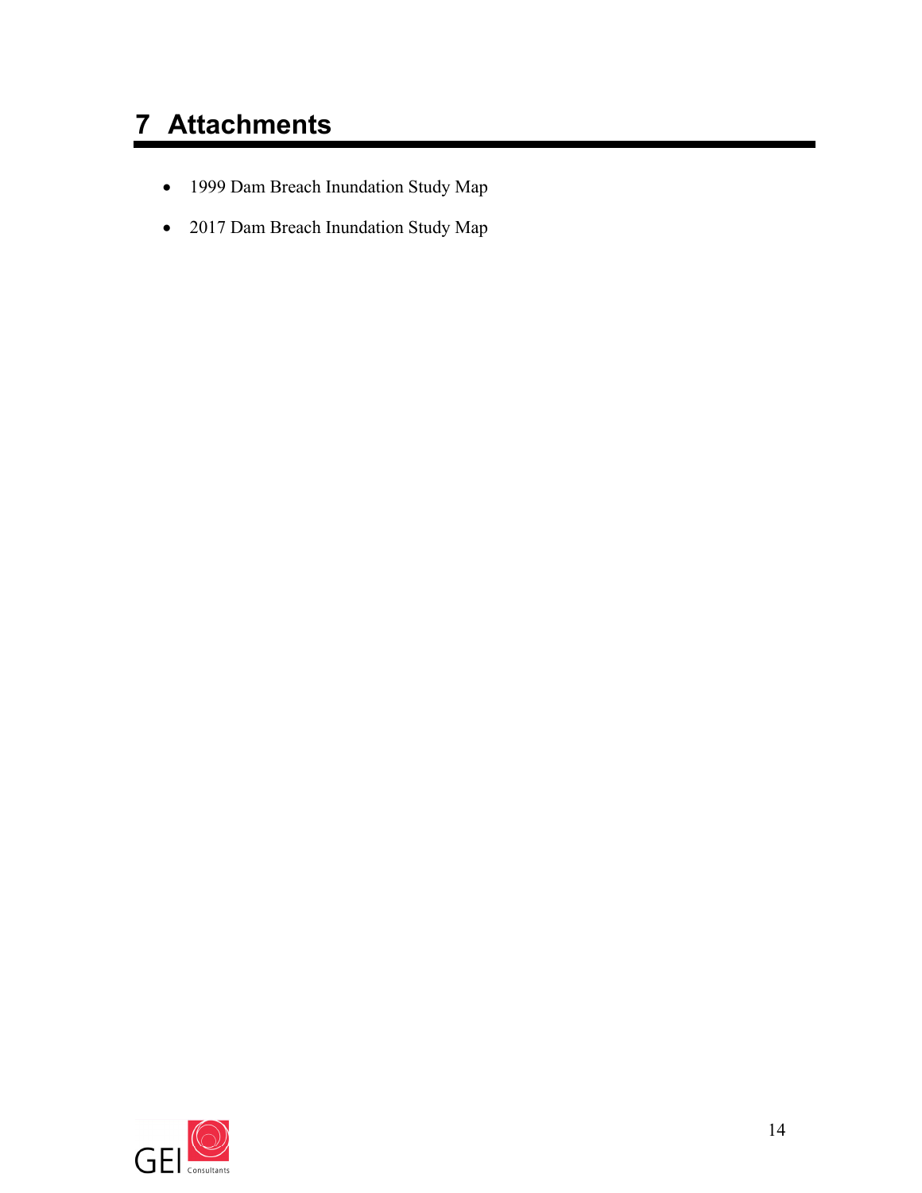# 7 Attachments

- 1999 Dam Breach Inundation Study Map
- 2017 Dam Breach Inundation Study Map